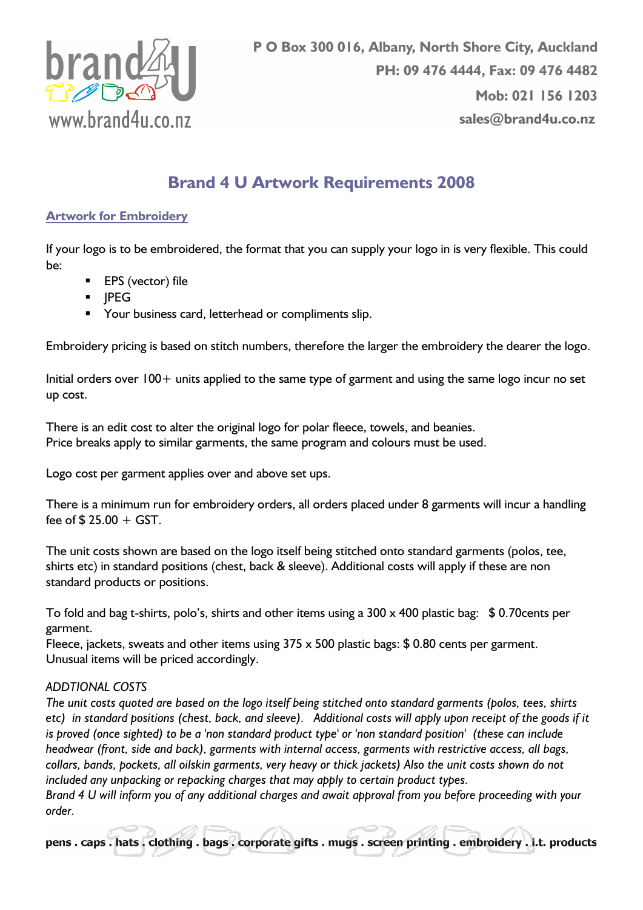brand4U
www.brand4u.co.nz

P O Box 300 016, Albany, North Shore City, Auckland
PH: 09 476 4444, Fax: 09 476 4482
Mob: 021 156 1203
sales@brand4u.co.nz

# Brand 4 U Artwork Requirements 2008

## Artwork for Embroidery

If your logo is to be embroidered, the format that you can supply your logo in is very flexible. This could be:

- EPS (vector) file
- JPEG
- Your business card, letterhead or compliments slip.

Embroidery pricing is based on stitch numbers, therefore the larger the embroidery the dearer the logo.

Initial orders over 100+ units applied to the same type of garment and using the same logo incur no set up cost.

There is an edit cost to alter the original logo for polar fleece, towels, and beanies.
Price breaks apply to similar garments, the same program and colours must be used.

Logo cost per garment applies over and above set ups.

There is a minimum run for embroidery orders, all orders placed under 8 garments will incur a handling fee of $ 25.00 + GST.

The unit costs shown are based on the logo itself being stitched onto standard garments (polos, tee, shirts etc) in standard positions (chest, back & sleeve). Additional costs will apply if these are non standard products or positions.

To fold and bag t-shirts, polo's, shirts and other items using a 300 x 400 plastic bag: $ 0.70cents per garment.
Fleece, jackets, sweats and other items using 375 x 500 plastic bags: $ 0.80 cents per garment.
Unusual items will be priced accordingly.

*ADDTIONAL COSTS*
*The unit costs quoted are based on the logo itself being stitched onto standard garments (polos, tees, shirts etc) in standard positions (chest, back, and sleeve). Additional costs will apply upon receipt of the goods if it is proved (once sighted) to be a 'non standard product type' or 'non standard position' (these can include headwear (front, side and back), garments with internal access, garments with restrictive access, all bags, collars, bands, pockets, all oilskin garments, very heavy or thick jackets) Also the unit costs shown do not included any unpacking or repacking charges that may apply to certain product types.*
*Brand 4 U will inform you of any additional charges and await approval from you before proceeding with your order.*

**pens . caps . hats . clothing . bags . corporate gifts . mugs . screen printing . embroidery . i.t. products**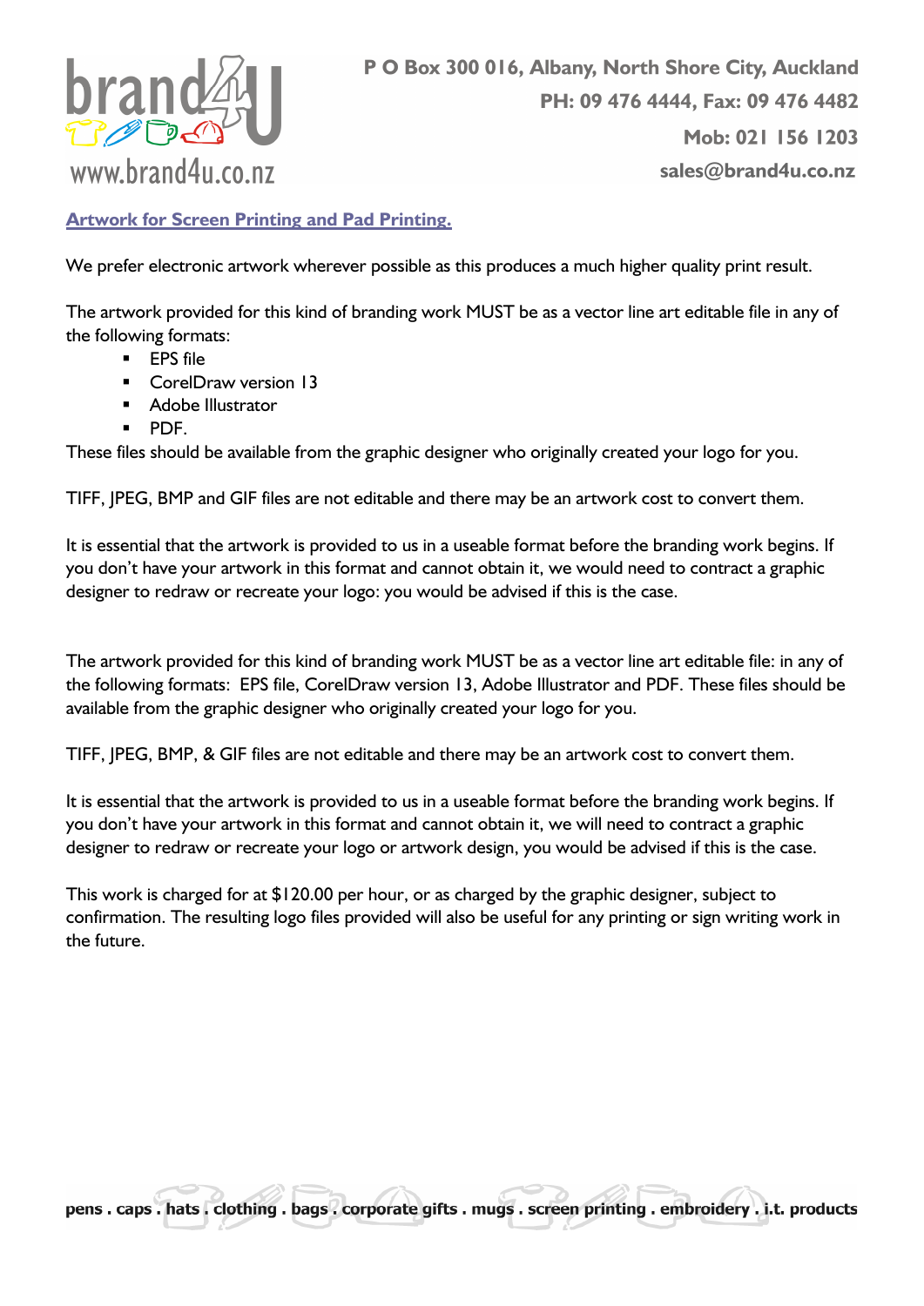P O Box 300 016, Albany, North Shore City, Auckland
PH: 09 476 4444, Fax: 09 476 4482
Mob: 021 156 1203
sales@brand4u.co.nz

## Artwork for Screen Printing and Pad Printing.

We prefer electronic artwork wherever possible as this produces a much higher quality print result.

The artwork provided for this kind of branding work MUST be as a vector line art editable file in any of the following formats:

- EPS file
- CorelDraw version 13
- Adobe Illustrator
- PDF.

These files should be available from the graphic designer who originally created your logo for you.

TIFF, JPEG, BMP and GIF files are not editable and there may be an artwork cost to convert them.

It is essential that the artwork is provided to us in a useable format before the branding work begins. If you don't have your artwork in this format and cannot obtain it, we would need to contract a graphic designer to redraw or recreate your logo: you would be advised if this is the case.

The artwork provided for this kind of branding work MUST be as a vector line art editable file: in any of the following formats: EPS file, CorelDraw version 13, Adobe Illustrator and PDF. These files should be available from the graphic designer who originally created your logo for you.

TIFF, JPEG, BMP, & GIF files are not editable and there may be an artwork cost to convert them.

It is essential that the artwork is provided to us in a useable format before the branding work begins. If you don't have your artwork in this format and cannot obtain it, we will need to contract a graphic designer to redraw or recreate your logo or artwork design, you would be advised if this is the case.

This work is charged for at $120.00 per hour, or as charged by the graphic designer, subject to confirmation. The resulting logo files provided will also be useful for any printing or sign writing work in the future.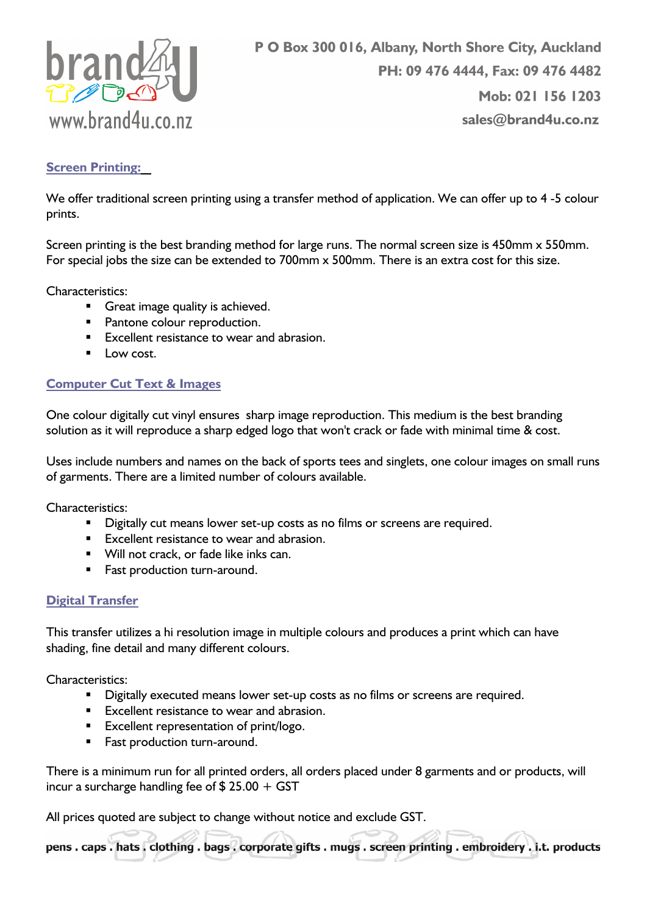## Screen Printing:

We offer traditional screen printing using a transfer method of application. We can offer up to 4 -5 colour prints.

Screen printing is the best branding method for large runs. The normal screen size is 450mm x 550mm. For special jobs the size can be extended to 700mm x 500mm. There is an extra cost for this size.

Characteristics:

- Great image quality is achieved.
- Pantone colour reproduction.
- Excellent resistance to wear and abrasion.
- Low cost.

## Computer Cut Text & Images

One colour digitally cut vinyl ensures sharp image reproduction. This medium is the best branding solution as it will reproduce a sharp edged logo that won't crack or fade with minimal time & cost.

Uses include numbers and names on the back of sports tees and singlets, one colour images on small runs of garments. There are a limited number of colours available.

Characteristics:

- Digitally cut means lower set-up costs as no films or screens are required.
- Excellent resistance to wear and abrasion.
- Will not crack, or fade like inks can.
- Fast production turn-around.

## Digital Transfer

This transfer utilizes a hi resolution image in multiple colours and produces a print which can have shading, fine detail and many different colours.

Characteristics:

- Digitally executed means lower set-up costs as no films or screens are required.
- Excellent resistance to wear and abrasion.
- Excellent representation of print/logo.
- Fast production turn-around.

There is a minimum run for all printed orders, all orders placed under 8 garments and or products, will incur a surcharge handling fee of $ 25.00 + GST

All prices quoted are subject to change without notice and exclude GST.